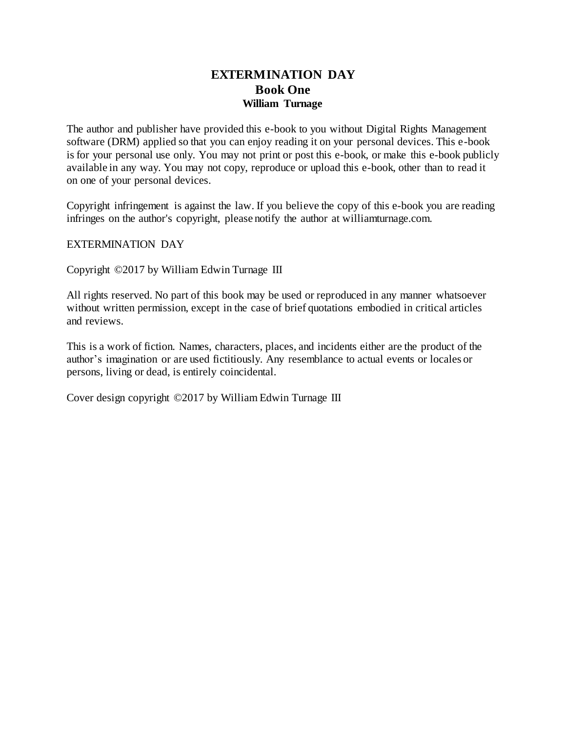# EXTERMINATION DAY

## Book One

### William Turnage

The author and publisher have provided this e-book to you without Digital Rights Management software (DRM) applied so that you can enjoy reading it on your personal devices. This e-book is for your personal use only. You may not print or post this e-book, or make this e-book publicly available in any way. You may not copy, reproduce or upload this e-book, other than to read it on one of your personal devices.

Copyright infringement is against the law. If you believe the copy of this e-book you are reading infringes on the author's copyright, please notify the author at williamturnage.com.

EXTERMINATION DAY

Copyright ©2017 by William Edwin Turnage III

All rights reserved. No part of this book may be used or reproduced in any manner whatsoever without written permission, except in the case of brief quotations embodied in critical articles and reviews.

This is a work of fiction. Names, characters, places, and incidents either are the product of the author's imagination or are used fictitiously. Any resemblance to actual events or locales or persons, living or dead, is entirely coincidental.

Cover design copyright ©2017 by William Edwin Turnage III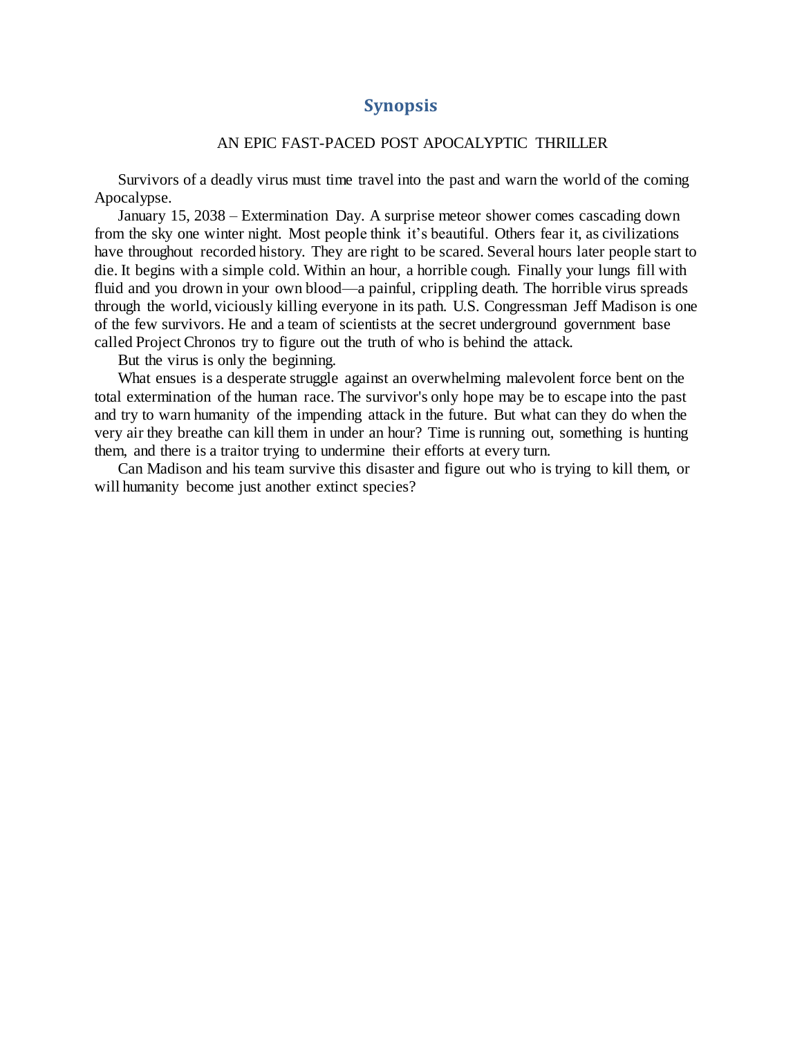## Synopsis

AN EPIC FAST-PACED POST APOCALYPTIC THRILLER

Survivors of a deadly virus must time travel into the past and warn the world of the coming Apocalypse.

January 15, 2038 – Extermination Day. A surprise meteor shower comes cascading down from the sky one winter night. Most people think it's beautiful. Others fear it, as civilizations have throughout recorded history. They are right to be scared. Several hours later people start to die. It begins with a simple cold. Within an hour, a horrible cough. Finally your lungs fill with fluid and you drown in your own blood—a painful, crippling death. The horrible virus spreads through the world, viciously killing everyone in its path. U.S. Congressman Jeff Madison is one of the few survivors. He and a team of scientists at the secret underground government base called Project Chronos try to figure out the truth of who is behind the attack.

But the virus is only the beginning.

What ensues is a desperate struggle against an overwhelming malevolent force bent on the total extermination of the human race. The survivor's only hope may be to escape into the past and try to warn humanity of the impending attack in the future. But what can they do when the very air they breathe can kill them in under an hour? Time is running out, something is hunting them, and there is a traitor trying to undermine their efforts at every turn.

Can Madison and his team survive this disaster and figure out who is trying to kill them, or will humanity become just another extinct species?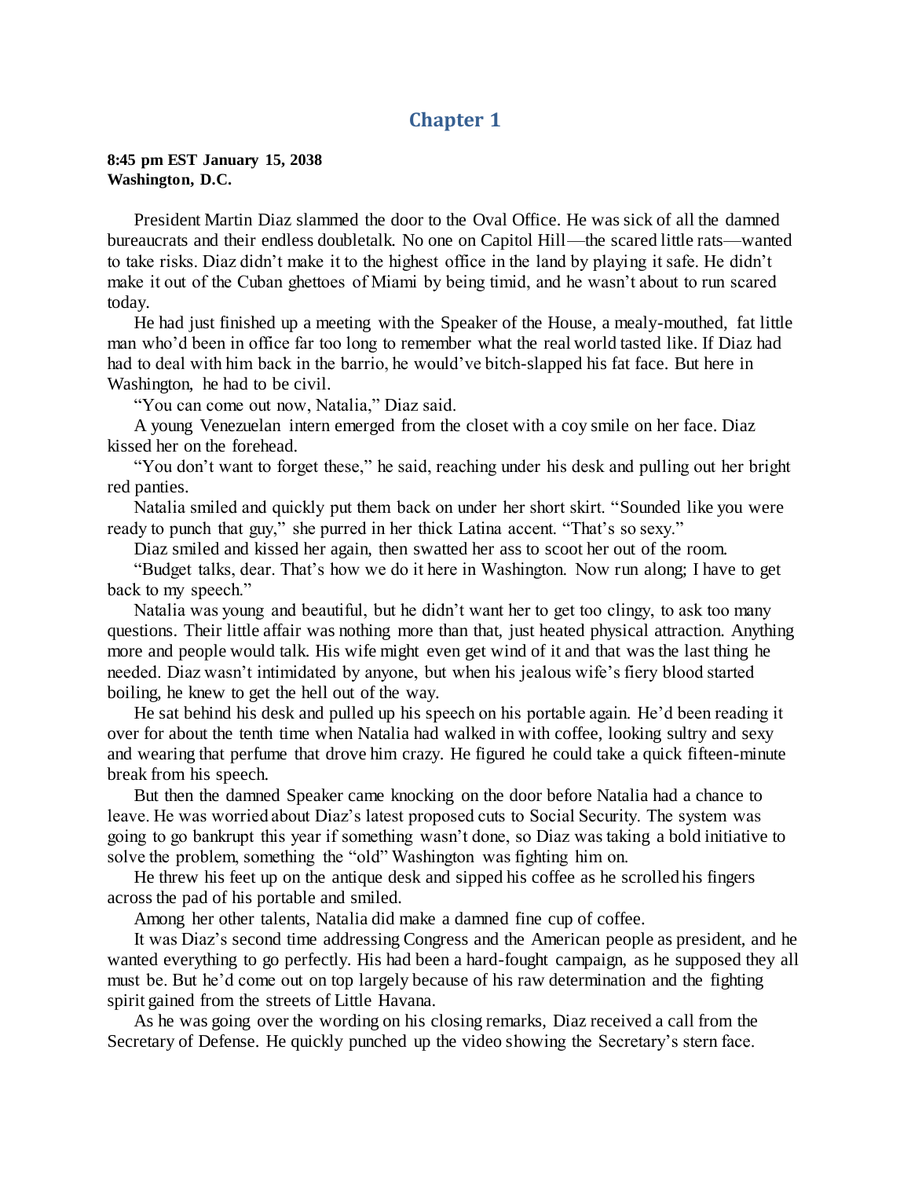# Chapter 1

**8:45 pm EST January 15, 2038**
**Washington, D.C.**

President Martin Diaz slammed the door to the Oval Office. He was sick of all the damned bureaucrats and their endless doubletalk. No one on Capitol Hill—the scared little rats—wanted to take risks. Diaz didn't make it to the highest office in the land by playing it safe. He didn't make it out of the Cuban ghettoes of Miami by being timid, and he wasn't about to run scared today.

He had just finished up a meeting with the Speaker of the House, a mealy-mouthed, fat little man who'd been in office far too long to remember what the real world tasted like. If Diaz had had to deal with him back in the barrio, he would've bitch-slapped his fat face. But here in Washington, he had to be civil.

"You can come out now, Natalia," Diaz said.

A young Venezuelan intern emerged from the closet with a coy smile on her face. Diaz kissed her on the forehead.

"You don't want to forget these," he said, reaching under his desk and pulling out her bright red panties.

Natalia smiled and quickly put them back on under her short skirt. "Sounded like you were ready to punch that guy," she purred in her thick Latina accent. "That's so sexy."

Diaz smiled and kissed her again, then swatted her ass to scoot her out of the room.

"Budget talks, dear. That's how we do it here in Washington. Now run along; I have to get back to my speech."

Natalia was young and beautiful, but he didn't want her to get too clingy, to ask too many questions. Their little affair was nothing more than that, just heated physical attraction. Anything more and people would talk. His wife might even get wind of it and that was the last thing he needed. Diaz wasn't intimidated by anyone, but when his jealous wife's fiery blood started boiling, he knew to get the hell out of the way.

He sat behind his desk and pulled up his speech on his portable again. He'd been reading it over for about the tenth time when Natalia had walked in with coffee, looking sultry and sexy and wearing that perfume that drove him crazy. He figured he could take a quick fifteen-minute break from his speech.

But then the damned Speaker came knocking on the door before Natalia had a chance to leave. He was worried about Diaz's latest proposed cuts to Social Security. The system was going to go bankrupt this year if something wasn't done, so Diaz was taking a bold initiative to solve the problem, something the "old" Washington was fighting him on.

He threw his feet up on the antique desk and sipped his coffee as he scrolled his fingers across the pad of his portable and smiled.

Among her other talents, Natalia did make a damned fine cup of coffee.

It was Diaz's second time addressing Congress and the American people as president, and he wanted everything to go perfectly. His had been a hard-fought campaign, as he supposed they all must be. But he'd come out on top largely because of his raw determination and the fighting spirit gained from the streets of Little Havana.

As he was going over the wording on his closing remarks, Diaz received a call from the Secretary of Defense. He quickly punched up the video showing the Secretary's stern face.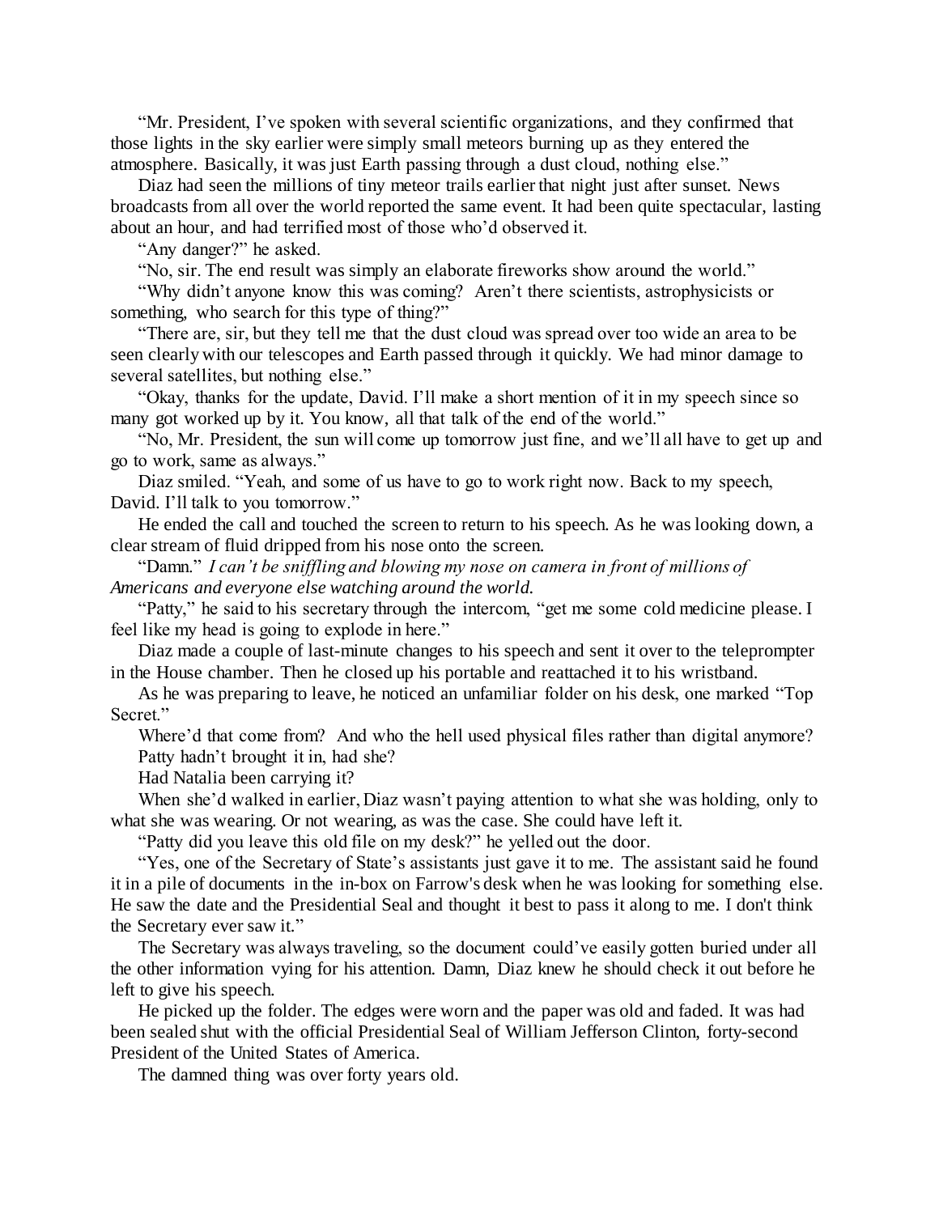"Mr. President, I've spoken with several scientific organizations, and they confirmed that those lights in the sky earlier were simply small meteors burning up as they entered the atmosphere. Basically, it was just Earth passing through a dust cloud, nothing else."

Diaz had seen the millions of tiny meteor trails earlier that night just after sunset. News broadcasts from all over the world reported the same event. It had been quite spectacular, lasting about an hour, and had terrified most of those who'd observed it.

"Any danger?" he asked.

"No, sir. The end result was simply an elaborate fireworks show around the world."

"Why didn't anyone know this was coming? Aren't there scientists, astrophysicists or something, who search for this type of thing?"

"There are, sir, but they tell me that the dust cloud was spread over too wide an area to be seen clearly with our telescopes and Earth passed through it quickly. We had minor damage to several satellites, but nothing else."

"Okay, thanks for the update, David. I'll make a short mention of it in my speech since so many got worked up by it. You know, all that talk of the end of the world."

"No, Mr. President, the sun will come up tomorrow just fine, and we'll all have to get up and go to work, same as always."

Diaz smiled. "Yeah, and some of us have to go to work right now. Back to my speech, David. I'll talk to you tomorrow."

He ended the call and touched the screen to return to his speech. As he was looking down, a clear stream of fluid dripped from his nose onto the screen.

"Damn." *I can't be sniffling and blowing my nose on camera in front of millions of Americans and everyone else watching around the world.*

"Patty," he said to his secretary through the intercom, "get me some cold medicine please. I feel like my head is going to explode in here."

Diaz made a couple of last-minute changes to his speech and sent it over to the teleprompter in the House chamber. Then he closed up his portable and reattached it to his wristband.

As he was preparing to leave, he noticed an unfamiliar folder on his desk, one marked "Top Secret."

Where'd that come from? And who the hell used physical files rather than digital anymore?

Patty hadn't brought it in, had she?

Had Natalia been carrying it?

When she'd walked in earlier, Diaz wasn't paying attention to what she was holding, only to what she was wearing. Or not wearing, as was the case. She could have left it.

"Patty did you leave this old file on my desk?" he yelled out the door.

"Yes, one of the Secretary of State's assistants just gave it to me. The assistant said he found it in a pile of documents in the in-box on Farrow's desk when he was looking for something else. He saw the date and the Presidential Seal and thought it best to pass it along to me. I don't think the Secretary ever saw it."

The Secretary was always traveling, so the document could've easily gotten buried under all the other information vying for his attention. Damn, Diaz knew he should check it out before he left to give his speech.

He picked up the folder. The edges were worn and the paper was old and faded. It was had been sealed shut with the official Presidential Seal of William Jefferson Clinton, forty-second President of the United States of America.

The damned thing was over forty years old.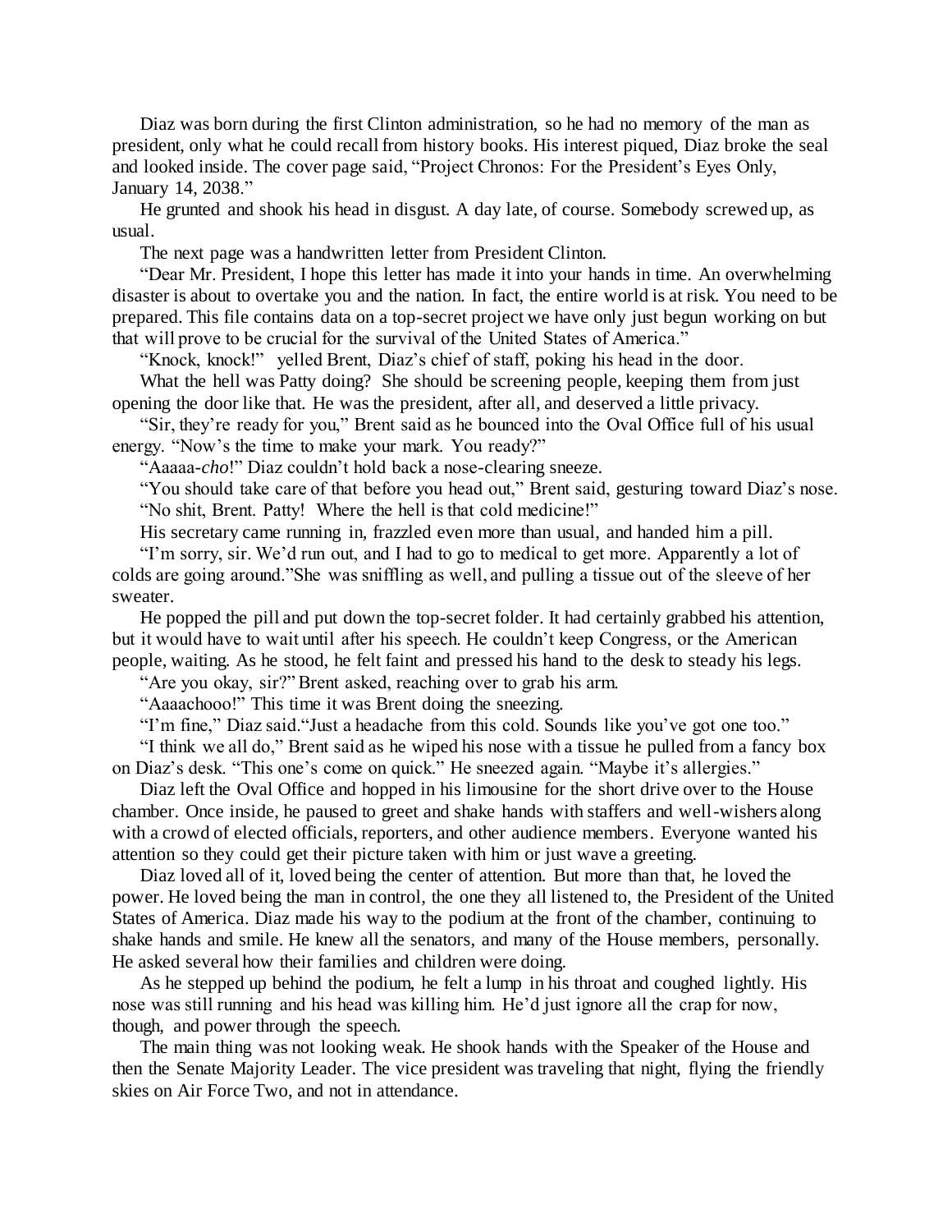Diaz was born during the first Clinton administration, so he had no memory of the man as president, only what he could recall from history books. His interest piqued, Diaz broke the seal and looked inside. The cover page said, "Project Chronos: For the President's Eyes Only, January 14, 2038."

He grunted and shook his head in disgust. A day late, of course. Somebody screwed up, as usual.

The next page was a handwritten letter from President Clinton.

"Dear Mr. President, I hope this letter has made it into your hands in time. An overwhelming disaster is about to overtake you and the nation. In fact, the entire world is at risk. You need to be prepared. This file contains data on a top-secret project we have only just begun working on but that will prove to be crucial for the survival of the United States of America."

"Knock, knock!" yelled Brent, Diaz's chief of staff, poking his head in the door.

What the hell was Patty doing? She should be screening people, keeping them from just opening the door like that. He was the president, after all, and deserved a little privacy.

"Sir, they're ready for you," Brent said as he bounced into the Oval Office full of his usual energy. "Now's the time to make your mark. You ready?"

"Aaaaa-*cho*!" Diaz couldn't hold back a nose-clearing sneeze.

"You should take care of that before you head out," Brent said, gesturing toward Diaz's nose.

"No shit, Brent. Patty! Where the hell is that cold medicine!"

His secretary came running in, frazzled even more than usual, and handed him a pill.

"I'm sorry, sir. We'd run out, and I had to go to medical to get more. Apparently a lot of colds are going around." She was sniffling as well, and pulling a tissue out of the sleeve of her sweater.

He popped the pill and put down the top-secret folder. It had certainly grabbed his attention, but it would have to wait until after his speech. He couldn't keep Congress, or the American people, waiting. As he stood, he felt faint and pressed his hand to the desk to steady his legs.

"Are you okay, sir?" Brent asked, reaching over to grab his arm.

"Aaaachooo!" This time it was Brent doing the sneezing.

"I'm fine," Diaz said. "Just a headache from this cold. Sounds like you've got one too."

"I think we all do," Brent said as he wiped his nose with a tissue he pulled from a fancy box on Diaz's desk. "This one's come on quick." He sneezed again. "Maybe it's allergies."

Diaz left the Oval Office and hopped in his limousine for the short drive over to the House chamber. Once inside, he paused to greet and shake hands with staffers and well-wishers along with a crowd of elected officials, reporters, and other audience members. Everyone wanted his attention so they could get their picture taken with him or just wave a greeting.

Diaz loved all of it, loved being the center of attention. But more than that, he loved the power. He loved being the man in control, the one they all listened to, the President of the United States of America. Diaz made his way to the podium at the front of the chamber, continuing to shake hands and smile. He knew all the senators, and many of the House members, personally. He asked several how their families and children were doing.

As he stepped up behind the podium, he felt a lump in his throat and coughed lightly. His nose was still running and his head was killing him. He'd just ignore all the crap for now, though, and power through the speech.

The main thing was not looking weak. He shook hands with the Speaker of the House and then the Senate Majority Leader. The vice president was traveling that night, flying the friendly skies on Air Force Two, and not in attendance.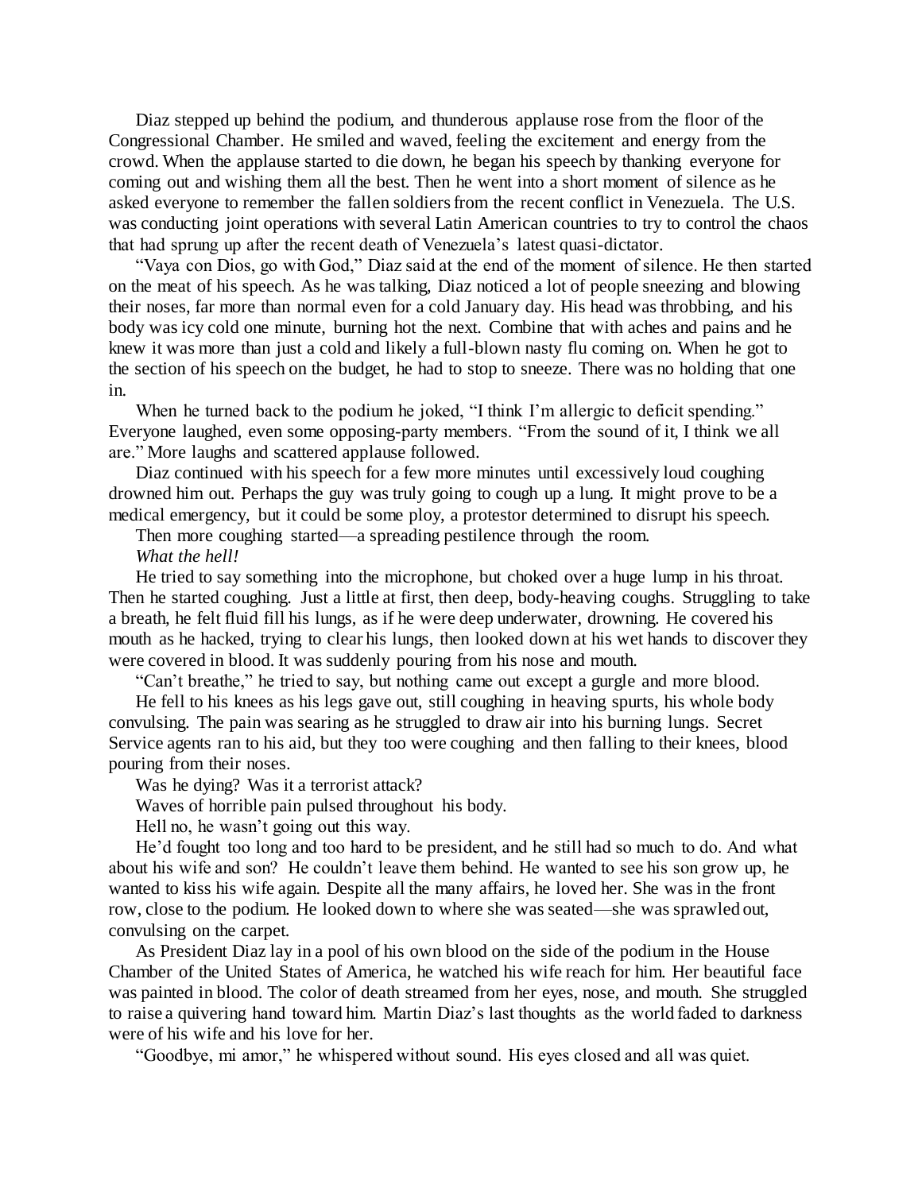Diaz stepped up behind the podium, and thunderous applause rose from the floor of the Congressional Chamber. He smiled and waved, feeling the excitement and energy from the crowd. When the applause started to die down, he began his speech by thanking everyone for coming out and wishing them all the best. Then he went into a short moment of silence as he asked everyone to remember the fallen soldiers from the recent conflict in Venezuela. The U.S. was conducting joint operations with several Latin American countries to try to control the chaos that had sprung up after the recent death of Venezuela's latest quasi-dictator.

"Vaya con Dios, go with God," Diaz said at the end of the moment of silence. He then started on the meat of his speech. As he was talking, Diaz noticed a lot of people sneezing and blowing their noses, far more than normal even for a cold January day. His head was throbbing, and his body was icy cold one minute, burning hot the next. Combine that with aches and pains and he knew it was more than just a cold and likely a full-blown nasty flu coming on. When he got to the section of his speech on the budget, he had to stop to sneeze. There was no holding that one in.

When he turned back to the podium he joked, "I think I'm allergic to deficit spending." Everyone laughed, even some opposing-party members. "From the sound of it, I think we all are." More laughs and scattered applause followed.

Diaz continued with his speech for a few more minutes until excessively loud coughing drowned him out. Perhaps the guy was truly going to cough up a lung. It might prove to be a medical emergency, but it could be some ploy, a protestor determined to disrupt his speech.

Then more coughing started—a spreading pestilence through the room.

*What the hell!*

He tried to say something into the microphone, but choked over a huge lump in his throat. Then he started coughing. Just a little at first, then deep, body-heaving coughs. Struggling to take a breath, he felt fluid fill his lungs, as if he were deep underwater, drowning. He covered his mouth as he hacked, trying to clear his lungs, then looked down at his wet hands to discover they were covered in blood. It was suddenly pouring from his nose and mouth.

"Can't breathe," he tried to say, but nothing came out except a gurgle and more blood.

He fell to his knees as his legs gave out, still coughing in heaving spurts, his whole body convulsing. The pain was searing as he struggled to draw air into his burning lungs. Secret Service agents ran to his aid, but they too were coughing and then falling to their knees, blood pouring from their noses.

Was he dying? Was it a terrorist attack?

Waves of horrible pain pulsed throughout his body.

Hell no, he wasn't going out this way.

He'd fought too long and too hard to be president, and he still had so much to do. And what about his wife and son? He couldn't leave them behind. He wanted to see his son grow up, he wanted to kiss his wife again. Despite all the many affairs, he loved her. She was in the front row, close to the podium. He looked down to where she was seated—she was sprawled out, convulsing on the carpet.

As President Diaz lay in a pool of his own blood on the side of the podium in the House Chamber of the United States of America, he watched his wife reach for him. Her beautiful face was painted in blood. The color of death streamed from her eyes, nose, and mouth. She struggled to raise a quivering hand toward him. Martin Diaz's last thoughts as the world faded to darkness were of his wife and his love for her.

"Goodbye, mi amor," he whispered without sound. His eyes closed and all was quiet.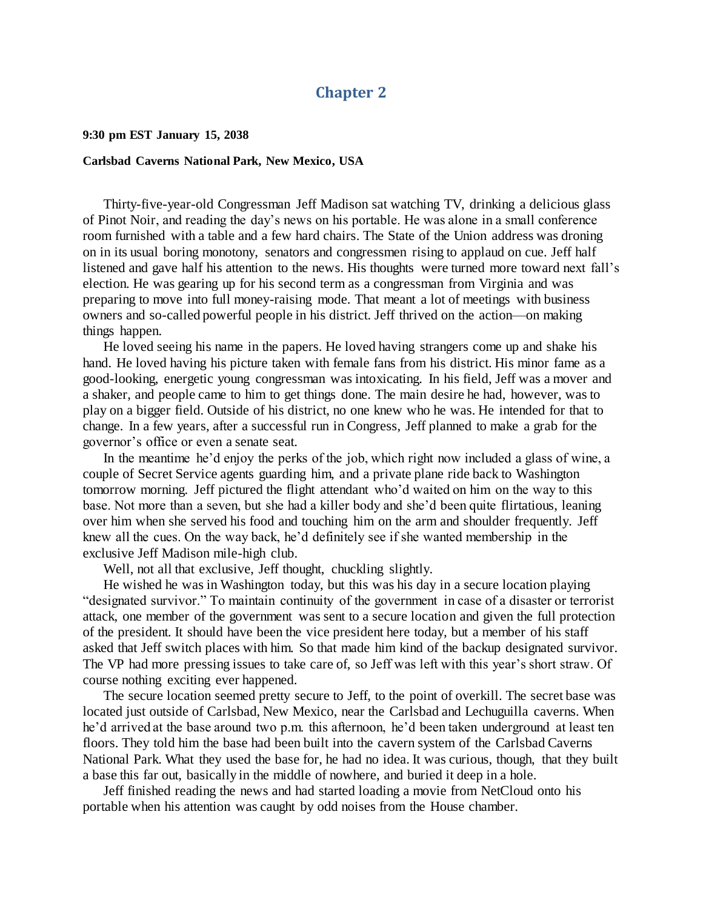## Chapter 2

**9:30 pm EST January 15, 2038**

**Carlsbad Caverns National Park, New Mexico, USA**

Thirty-five-year-old Congressman Jeff Madison sat watching TV, drinking a delicious glass of Pinot Noir, and reading the day's news on his portable. He was alone in a small conference room furnished with a table and a few hard chairs. The State of the Union address was droning on in its usual boring monotony, senators and congressmen rising to applaud on cue. Jeff half listened and gave half his attention to the news. His thoughts were turned more toward next fall's election. He was gearing up for his second term as a congressman from Virginia and was preparing to move into full money-raising mode. That meant a lot of meetings with business owners and so-called powerful people in his district. Jeff thrived on the action—on making things happen.

He loved seeing his name in the papers. He loved having strangers come up and shake his hand. He loved having his picture taken with female fans from his district. His minor fame as a good-looking, energetic young congressman was intoxicating. In his field, Jeff was a mover and a shaker, and people came to him to get things done. The main desire he had, however, was to play on a bigger field. Outside of his district, no one knew who he was. He intended for that to change. In a few years, after a successful run in Congress, Jeff planned to make a grab for the governor's office or even a senate seat.

In the meantime he'd enjoy the perks of the job, which right now included a glass of wine, a couple of Secret Service agents guarding him, and a private plane ride back to Washington tomorrow morning. Jeff pictured the flight attendant who'd waited on him on the way to this base. Not more than a seven, but she had a killer body and she'd been quite flirtatious, leaning over him when she served his food and touching him on the arm and shoulder frequently. Jeff knew all the cues. On the way back, he'd definitely see if she wanted membership in the exclusive Jeff Madison mile-high club.

Well, not all that exclusive, Jeff thought, chuckling slightly.

He wished he was in Washington today, but this was his day in a secure location playing "designated survivor." To maintain continuity of the government in case of a disaster or terrorist attack, one member of the government was sent to a secure location and given the full protection of the president. It should have been the vice president here today, but a member of his staff asked that Jeff switch places with him. So that made him kind of the backup designated survivor. The VP had more pressing issues to take care of, so Jeff was left with this year's short straw. Of course nothing exciting ever happened.

The secure location seemed pretty secure to Jeff, to the point of overkill. The secret base was located just outside of Carlsbad, New Mexico, near the Carlsbad and Lechuguilla caverns. When he'd arrived at the base around two p.m. this afternoon, he'd been taken underground at least ten floors. They told him the base had been built into the cavern system of the Carlsbad Caverns National Park. What they used the base for, he had no idea. It was curious, though, that they built a base this far out, basically in the middle of nowhere, and buried it deep in a hole.

Jeff finished reading the news and had started loading a movie from NetCloud onto his portable when his attention was caught by odd noises from the House chamber.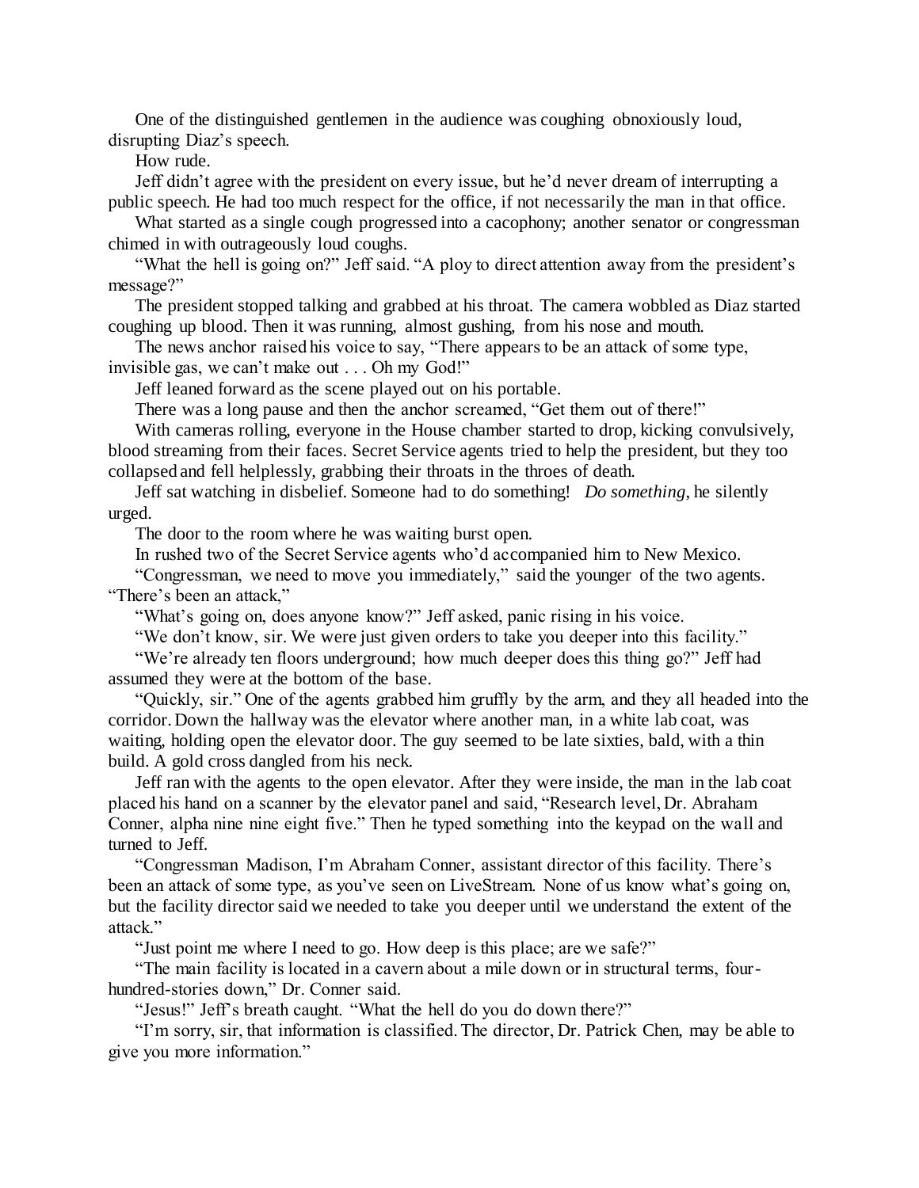One of the distinguished gentlemen in the audience was coughing obnoxiously loud, disrupting Diaz's speech.

How rude.

Jeff didn't agree with the president on every issue, but he'd never dream of interrupting a public speech. He had too much respect for the office, if not necessarily the man in that office.

What started as a single cough progressed into a cacophony; another senator or congressman chimed in with outrageously loud coughs.

"What the hell is going on?" Jeff said. "A ploy to direct attention away from the president's message?"

The president stopped talking and grabbed at his throat. The camera wobbled as Diaz started coughing up blood. Then it was running, almost gushing, from his nose and mouth.

The news anchor raised his voice to say, "There appears to be an attack of some type, invisible gas, we can't make out . . . Oh my God!"

Jeff leaned forward as the scene played out on his portable.

There was a long pause and then the anchor screamed, "Get them out of there!"

With cameras rolling, everyone in the House chamber started to drop, kicking convulsively, blood streaming from their faces. Secret Service agents tried to help the president, but they too collapsed and fell helplessly, grabbing their throats in the throes of death.

Jeff sat watching in disbelief. Someone had to do something! *Do something*, he silently urged.

The door to the room where he was waiting burst open.

In rushed two of the Secret Service agents who'd accompanied him to New Mexico.

"Congressman, we need to move you immediately," said the younger of the two agents. "There's been an attack,"

"What's going on, does anyone know?" Jeff asked, panic rising in his voice.

"We don't know, sir. We were just given orders to take you deeper into this facility."

"We're already ten floors underground; how much deeper does this thing go?" Jeff had assumed they were at the bottom of the base.

"Quickly, sir." One of the agents grabbed him gruffly by the arm, and they all headed into the corridor. Down the hallway was the elevator where another man, in a white lab coat, was waiting, holding open the elevator door. The guy seemed to be late sixties, bald, with a thin build. A gold cross dangled from his neck.

Jeff ran with the agents to the open elevator. After they were inside, the man in the lab coat placed his hand on a scanner by the elevator panel and said, "Research level, Dr. Abraham Conner, alpha nine nine eight five." Then he typed something into the keypad on the wall and turned to Jeff.

"Congressman Madison, I'm Abraham Conner, assistant director of this facility. There's been an attack of some type, as you've seen on LiveStream. None of us know what's going on, but the facility director said we needed to take you deeper until we understand the extent of the attack."

"Just point me where I need to go. How deep is this place; are we safe?"

"The main facility is located in a cavern about a mile down or in structural terms, four-hundred-stories down," Dr. Conner said.

"Jesus!" Jeff's breath caught. "What the hell do you do down there?"

"I'm sorry, sir, that information is classified. The director, Dr. Patrick Chen, may be able to give you more information."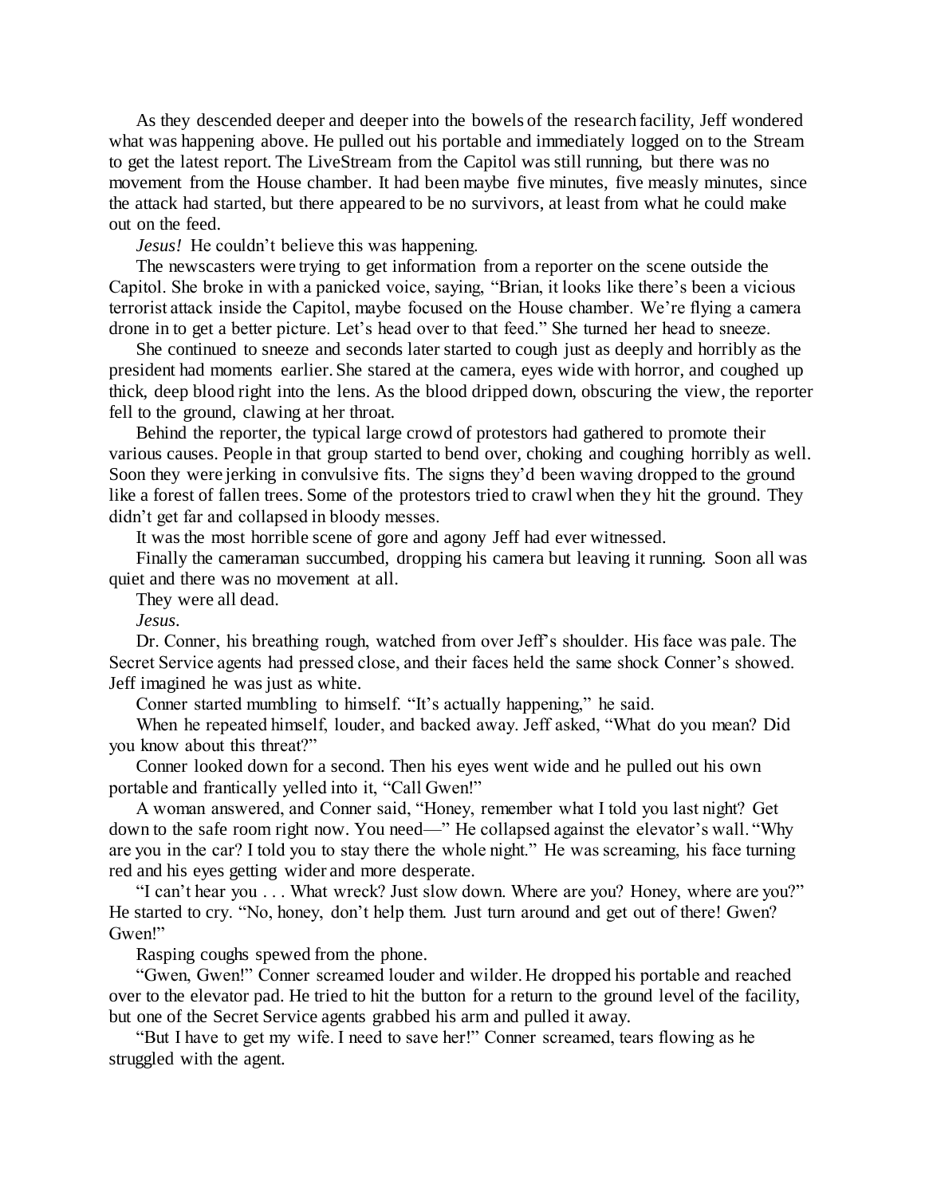As they descended deeper and deeper into the bowels of the research facility, Jeff wondered what was happening above. He pulled out his portable and immediately logged on to the Stream to get the latest report. The LiveStream from the Capitol was still running, but there was no movement from the House chamber. It had been maybe five minutes, five measly minutes, since the attack had started, but there appeared to be no survivors, at least from what he could make out on the feed.

*Jesus!* He couldn't believe this was happening.

The newscasters were trying to get information from a reporter on the scene outside the Capitol. She broke in with a panicked voice, saying, "Brian, it looks like there's been a vicious terrorist attack inside the Capitol, maybe focused on the House chamber. We're flying a camera drone in to get a better picture. Let's head over to that feed." She turned her head to sneeze.

She continued to sneeze and seconds later started to cough just as deeply and horribly as the president had moments earlier. She stared at the camera, eyes wide with horror, and coughed up thick, deep blood right into the lens. As the blood dripped down, obscuring the view, the reporter fell to the ground, clawing at her throat.

Behind the reporter, the typical large crowd of protestors had gathered to promote their various causes. People in that group started to bend over, choking and coughing horribly as well. Soon they were jerking in convulsive fits. The signs they'd been waving dropped to the ground like a forest of fallen trees. Some of the protestors tried to crawl when they hit the ground. They didn't get far and collapsed in bloody messes.

It was the most horrible scene of gore and agony Jeff had ever witnessed.

Finally the cameraman succumbed, dropping his camera but leaving it running. Soon all was quiet and there was no movement at all.

They were all dead.

*Jesus.*

Dr. Conner, his breathing rough, watched from over Jeff's shoulder. His face was pale. The Secret Service agents had pressed close, and their faces held the same shock Conner's showed. Jeff imagined he was just as white.

Conner started mumbling to himself. "It's actually happening," he said.

When he repeated himself, louder, and backed away. Jeff asked, "What do you mean? Did you know about this threat?"

Conner looked down for a second. Then his eyes went wide and he pulled out his own portable and frantically yelled into it, "Call Gwen!"

A woman answered, and Conner said, "Honey, remember what I told you last night? Get down to the safe room right now. You need—" He collapsed against the elevator's wall. "Why are you in the car? I told you to stay there the whole night." He was screaming, his face turning red and his eyes getting wider and more desperate.

"I can't hear you . . . What wreck? Just slow down. Where are you? Honey, where are you?" He started to cry. "No, honey, don't help them. Just turn around and get out of there! Gwen? Gwen!"

Rasping coughs spewed from the phone.

"Gwen, Gwen!" Conner screamed louder and wilder. He dropped his portable and reached over to the elevator pad. He tried to hit the button for a return to the ground level of the facility, but one of the Secret Service agents grabbed his arm and pulled it away.

"But I have to get my wife. I need to save her!" Conner screamed, tears flowing as he struggled with the agent.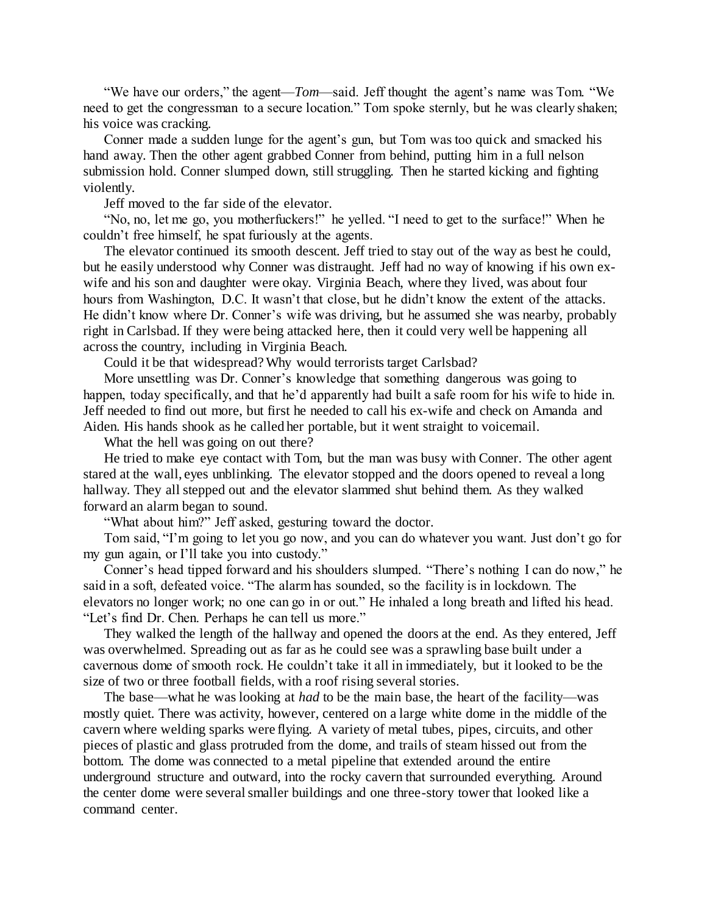"We have our orders," the agent—*Tom*—said. Jeff thought the agent's name was Tom. "We need to get the congressman to a secure location." Tom spoke sternly, but he was clearly shaken; his voice was cracking.

Conner made a sudden lunge for the agent's gun, but Tom was too quick and smacked his hand away. Then the other agent grabbed Conner from behind, putting him in a full nelson submission hold. Conner slumped down, still struggling. Then he started kicking and fighting violently.

Jeff moved to the far side of the elevator.

"No, no, let me go, you motherfuckers!" he yelled. "I need to get to the surface!" When he couldn't free himself, he spat furiously at the agents.

The elevator continued its smooth descent. Jeff tried to stay out of the way as best he could, but he easily understood why Conner was distraught. Jeff had no way of knowing if his own ex-wife and his son and daughter were okay. Virginia Beach, where they lived, was about four hours from Washington, D.C. It wasn't that close, but he didn't know the extent of the attacks. He didn't know where Dr. Conner's wife was driving, but he assumed she was nearby, probably right in Carlsbad. If they were being attacked here, then it could very well be happening all across the country, including in Virginia Beach.

Could it be that widespread? Why would terrorists target Carlsbad?

More unsettling was Dr. Conner's knowledge that something dangerous was going to happen, today specifically, and that he'd apparently had built a safe room for his wife to hide in. Jeff needed to find out more, but first he needed to call his ex-wife and check on Amanda and Aiden. His hands shook as he called her portable, but it went straight to voicemail.

What the hell was going on out there?

He tried to make eye contact with Tom, but the man was busy with Conner. The other agent stared at the wall, eyes unblinking. The elevator stopped and the doors opened to reveal a long hallway. They all stepped out and the elevator slammed shut behind them. As they walked forward an alarm began to sound.

"What about him?" Jeff asked, gesturing toward the doctor.

Tom said, "I'm going to let you go now, and you can do whatever you want. Just don't go for my gun again, or I'll take you into custody."

Conner's head tipped forward and his shoulders slumped. "There's nothing I can do now," he said in a soft, defeated voice. "The alarm has sounded, so the facility is in lockdown. The elevators no longer work; no one can go in or out." He inhaled a long breath and lifted his head. "Let's find Dr. Chen. Perhaps he can tell us more."

They walked the length of the hallway and opened the doors at the end. As they entered, Jeff was overwhelmed. Spreading out as far as he could see was a sprawling base built under a cavernous dome of smooth rock. He couldn't take it all in immediately, but it looked to be the size of two or three football fields, with a roof rising several stories.

The base—what he was looking at *had* to be the main base, the heart of the facility—was mostly quiet. There was activity, however, centered on a large white dome in the middle of the cavern where welding sparks were flying. A variety of metal tubes, pipes, circuits, and other pieces of plastic and glass protruded from the dome, and trails of steam hissed out from the bottom. The dome was connected to a metal pipeline that extended around the entire underground structure and outward, into the rocky cavern that surrounded everything. Around the center dome were several smaller buildings and one three-story tower that looked like a command center.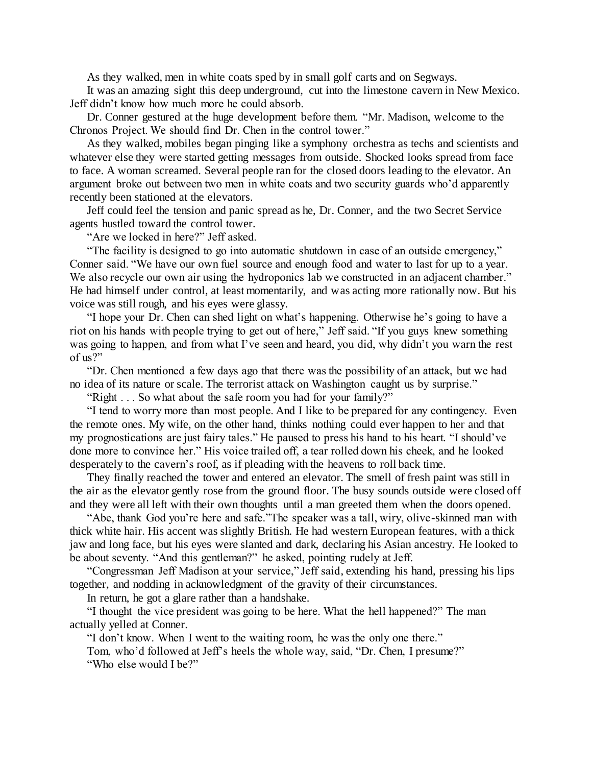As they walked, men in white coats sped by in small golf carts and on Segways.

It was an amazing sight this deep underground, cut into the limestone cavern in New Mexico. Jeff didn't know how much more he could absorb.

Dr. Conner gestured at the huge development before them. "Mr. Madison, welcome to the Chronos Project. We should find Dr. Chen in the control tower."

As they walked, mobiles began pinging like a symphony orchestra as techs and scientists and whatever else they were started getting messages from outside. Shocked looks spread from face to face. A woman screamed. Several people ran for the closed doors leading to the elevator. An argument broke out between two men in white coats and two security guards who'd apparently recently been stationed at the elevators.

Jeff could feel the tension and panic spread as he, Dr. Conner, and the two Secret Service agents hustled toward the control tower.

"Are we locked in here?" Jeff asked.

"The facility is designed to go into automatic shutdown in case of an outside emergency," Conner said. "We have our own fuel source and enough food and water to last for up to a year. We also recycle our own air using the hydroponics lab we constructed in an adjacent chamber." He had himself under control, at least momentarily, and was acting more rationally now. But his voice was still rough, and his eyes were glassy.

"I hope your Dr. Chen can shed light on what's happening. Otherwise he's going to have a riot on his hands with people trying to get out of here," Jeff said. "If you guys knew something was going to happen, and from what I've seen and heard, you did, why didn't you warn the rest of us?"

"Dr. Chen mentioned a few days ago that there was the possibility of an attack, but we had no idea of its nature or scale. The terrorist attack on Washington caught us by surprise."

"Right . . . So what about the safe room you had for your family?"

"I tend to worry more than most people. And I like to be prepared for any contingency. Even the remote ones. My wife, on the other hand, thinks nothing could ever happen to her and that my prognostications are just fairy tales." He paused to press his hand to his heart. "I should've done more to convince her." His voice trailed off, a tear rolled down his cheek, and he looked desperately to the cavern's roof, as if pleading with the heavens to roll back time.

They finally reached the tower and entered an elevator. The smell of fresh paint was still in the air as the elevator gently rose from the ground floor. The busy sounds outside were closed off and they were all left with their own thoughts until a man greeted them when the doors opened.

"Abe, thank God you're here and safe."The speaker was a tall, wiry, olive-skinned man with thick white hair. His accent was slightly British. He had western European features, with a thick jaw and long face, but his eyes were slanted and dark, declaring his Asian ancestry. He looked to be about seventy. "And this gentleman?" he asked, pointing rudely at Jeff.

"Congressman Jeff Madison at your service," Jeff said, extending his hand, pressing his lips together, and nodding in acknowledgment of the gravity of their circumstances.

In return, he got a glare rather than a handshake.

"I thought the vice president was going to be here. What the hell happened?" The man actually yelled at Conner.

"I don't know. When I went to the waiting room, he was the only one there."

Tom, who'd followed at Jeff's heels the whole way, said, "Dr. Chen, I presume?"

"Who else would I be?"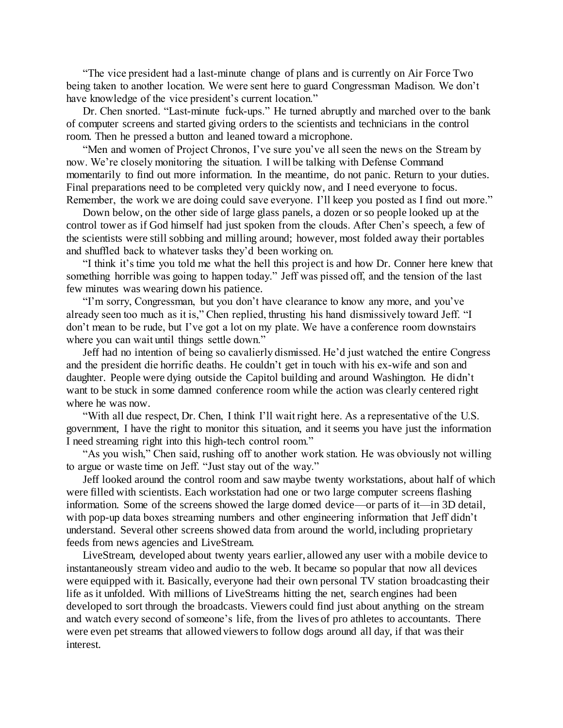"The vice president had a last-minute change of plans and is currently on Air Force Two being taken to another location. We were sent here to guard Congressman Madison. We don't have knowledge of the vice president's current location."

Dr. Chen snorted. "Last-minute fuck-ups." He turned abruptly and marched over to the bank of computer screens and started giving orders to the scientists and technicians in the control room. Then he pressed a button and leaned toward a microphone.

"Men and women of Project Chronos, I've sure you've all seen the news on the Stream by now. We're closely monitoring the situation. I will be talking with Defense Command momentarily to find out more information. In the meantime, do not panic. Return to your duties. Final preparations need to be completed very quickly now, and I need everyone to focus. Remember, the work we are doing could save everyone. I'll keep you posted as I find out more."

Down below, on the other side of large glass panels, a dozen or so people looked up at the control tower as if God himself had just spoken from the clouds. After Chen's speech, a few of the scientists were still sobbing and milling around; however, most folded away their portables and shuffled back to whatever tasks they'd been working on.

"I think it's time you told me what the hell this project is and how Dr. Conner here knew that something horrible was going to happen today." Jeff was pissed off, and the tension of the last few minutes was wearing down his patience.

"I'm sorry, Congressman, but you don't have clearance to know any more, and you've already seen too much as it is," Chen replied, thrusting his hand dismissively toward Jeff. "I don't mean to be rude, but I've got a lot on my plate. We have a conference room downstairs where you can wait until things settle down."

Jeff had no intention of being so cavalierly dismissed. He'd just watched the entire Congress and the president die horrific deaths. He couldn't get in touch with his ex-wife and son and daughter. People were dying outside the Capitol building and around Washington. He didn't want to be stuck in some damned conference room while the action was clearly centered right where he was now.

"With all due respect, Dr. Chen, I think I'll wait right here. As a representative of the U.S. government, I have the right to monitor this situation, and it seems you have just the information I need streaming right into this high-tech control room."

"As you wish," Chen said, rushing off to another work station. He was obviously not willing to argue or waste time on Jeff. "Just stay out of the way."

Jeff looked around the control room and saw maybe twenty workstations, about half of which were filled with scientists. Each workstation had one or two large computer screens flashing information. Some of the screens showed the large domed device—or parts of it—in 3D detail, with pop-up data boxes streaming numbers and other engineering information that Jeff didn't understand. Several other screens showed data from around the world, including proprietary feeds from news agencies and LiveStream.

LiveStream, developed about twenty years earlier, allowed any user with a mobile device to instantaneously stream video and audio to the web. It became so popular that now all devices were equipped with it. Basically, everyone had their own personal TV station broadcasting their life as it unfolded. With millions of LiveStreams hitting the net, search engines had been developed to sort through the broadcasts. Viewers could find just about anything on the stream and watch every second of someone's life, from the lives of pro athletes to accountants. There were even pet streams that allowed viewers to follow dogs around all day, if that was their interest.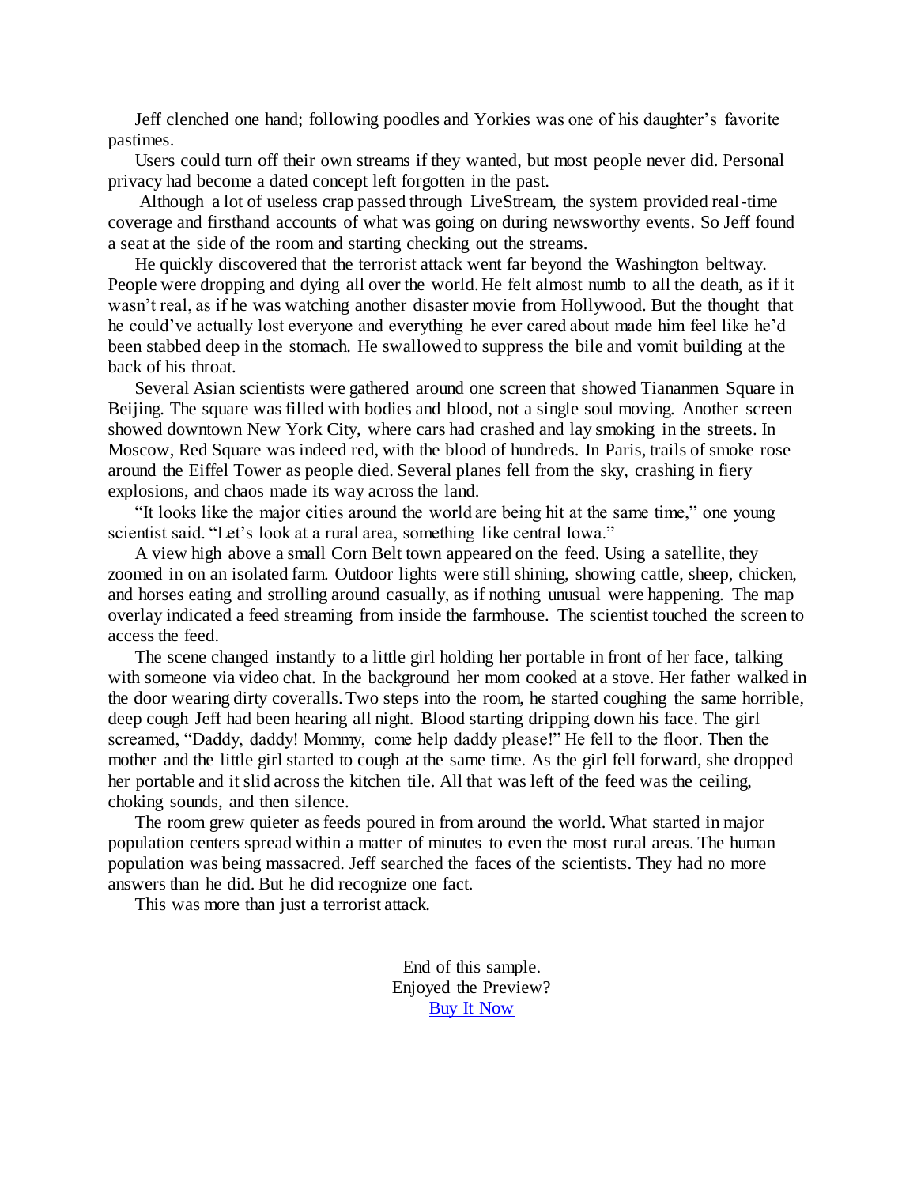Jeff clenched one hand; following poodles and Yorkies was one of his daughter's favorite pastimes.

Users could turn off their own streams if they wanted, but most people never did. Personal privacy had become a dated concept left forgotten in the past.

Although a lot of useless crap passed through LiveStream, the system provided real-time coverage and firsthand accounts of what was going on during newsworthy events. So Jeff found a seat at the side of the room and starting checking out the streams.

He quickly discovered that the terrorist attack went far beyond the Washington beltway. People were dropping and dying all over the world. He felt almost numb to all the death, as if it wasn't real, as if he was watching another disaster movie from Hollywood. But the thought that he could've actually lost everyone and everything he ever cared about made him feel like he'd been stabbed deep in the stomach. He swallowed to suppress the bile and vomit building at the back of his throat.

Several Asian scientists were gathered around one screen that showed Tiananmen Square in Beijing. The square was filled with bodies and blood, not a single soul moving. Another screen showed downtown New York City, where cars had crashed and lay smoking in the streets. In Moscow, Red Square was indeed red, with the blood of hundreds. In Paris, trails of smoke rose around the Eiffel Tower as people died. Several planes fell from the sky, crashing in fiery explosions, and chaos made its way across the land.

"It looks like the major cities around the world are being hit at the same time," one young scientist said. "Let's look at a rural area, something like central Iowa."

A view high above a small Corn Belt town appeared on the feed. Using a satellite, they zoomed in on an isolated farm. Outdoor lights were still shining, showing cattle, sheep, chicken, and horses eating and strolling around casually, as if nothing unusual were happening. The map overlay indicated a feed streaming from inside the farmhouse. The scientist touched the screen to access the feed.

The scene changed instantly to a little girl holding her portable in front of her face, talking with someone via video chat. In the background her mom cooked at a stove. Her father walked in the door wearing dirty coveralls. Two steps into the room, he started coughing the same horrible, deep cough Jeff had been hearing all night. Blood starting dripping down his face. The girl screamed, "Daddy, daddy! Mommy, come help daddy please!" He fell to the floor. Then the mother and the little girl started to cough at the same time. As the girl fell forward, she dropped her portable and it slid across the kitchen tile. All that was left of the feed was the ceiling, choking sounds, and then silence.

The room grew quieter as feeds poured in from around the world. What started in major population centers spread within a matter of minutes to even the most rural areas. The human population was being massacred. Jeff searched the faces of the scientists. They had no more answers than he did. But he did recognize one fact.

This was more than just a terrorist attack.

End of this sample.
Enjoyed the Preview?
Buy It Now